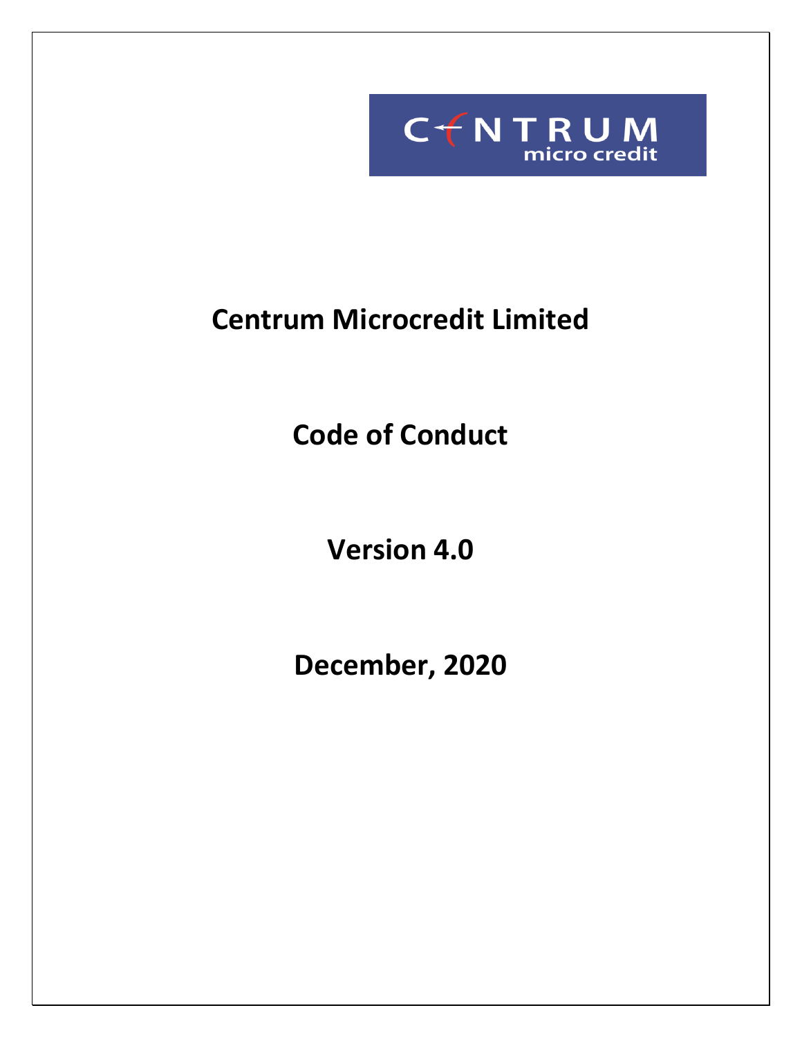# Centrum Microcredit Limited

## Code of Conduct

## Version 4.0

## December, 2020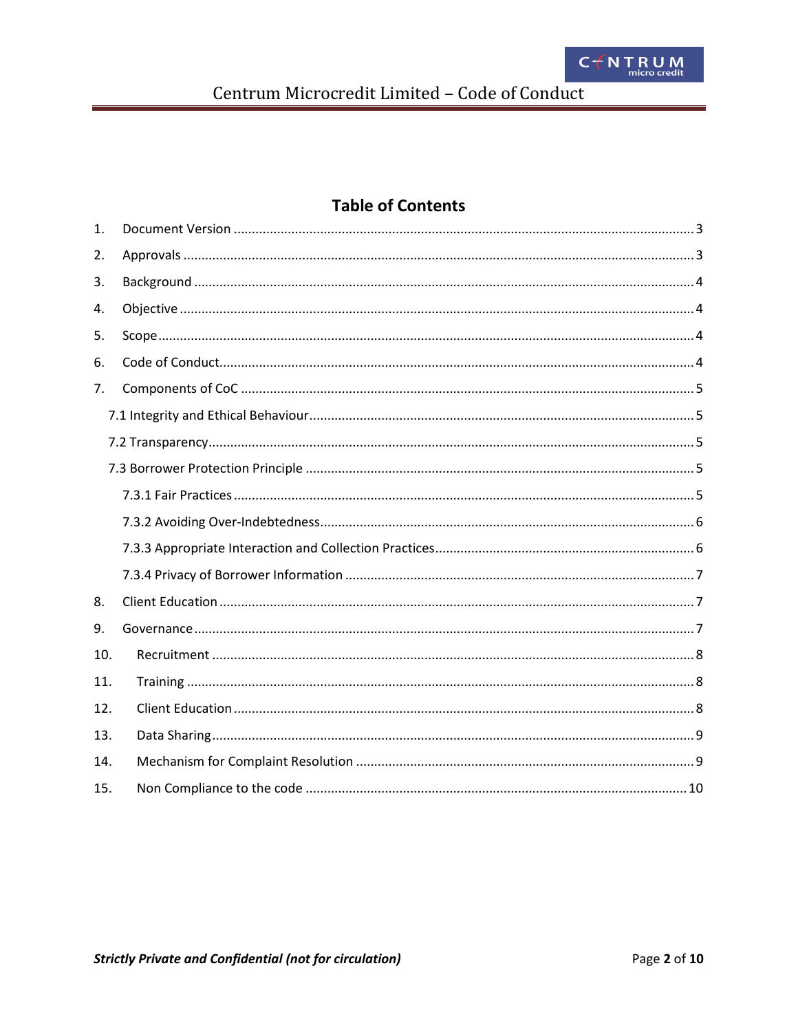## Table of Contents

1. Document Version ..... 3
2. Approvals ..... 3
3. Background ..... 4
4. Objective ..... 4
5. Scope ..... 4
6. Code of Conduct ..... 4
7. Components of CoC ..... 5
   - 7.1 Integrity and Ethical Behaviour ..... 5
   - 7.2 Transparency ..... 5
   - 7.3 Borrower Protection Principle ..... 5
     - 7.3.1 Fair Practices ..... 5
     - 7.3.2 Avoiding Over-Indebtedness ..... 6
     - 7.3.3 Appropriate Interaction and Collection Practices ..... 6
     - 7.3.4 Privacy of Borrower Information ..... 7
8. Client Education ..... 7
9. Governance ..... 7
10. Recruitment ..... 8
11. Training ..... 8
12. Client Education ..... 8
13. Data Sharing ..... 9
14. Mechanism for Complaint Resolution ..... 9
15. Non Compliance to the code ..... 10

***Strictly Private and Confidential (not for circulation)***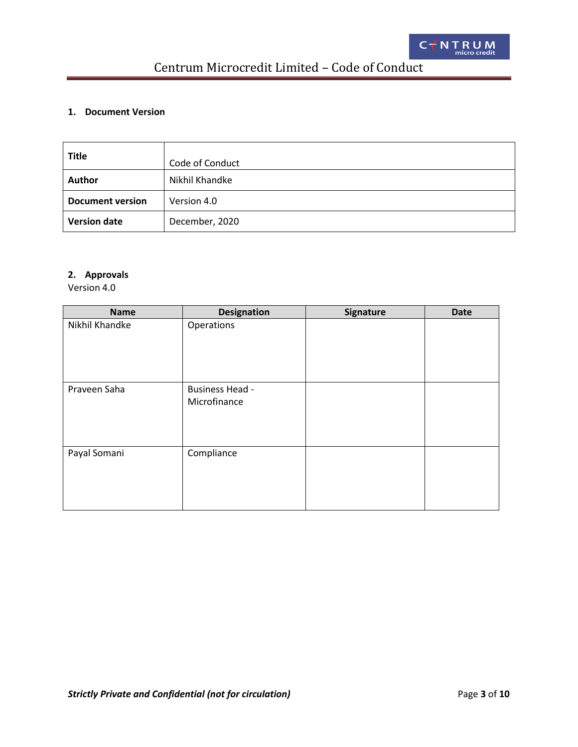## 1. Document Version

| Title | Code of Conduct |
|---|---|
| Author | Nikhil Khandke |
| Document version | Version 4.0 |
| Version date | December, 2020 |

## 2. Approvals

Version 4.0

| Name | Designation | Signature | Date |
|---|---|---|---|
| Nikhil Khandke | Operations | | |
| Praveen Saha | Business Head - Microfinance | | |
| Payal Somani | Compliance | | |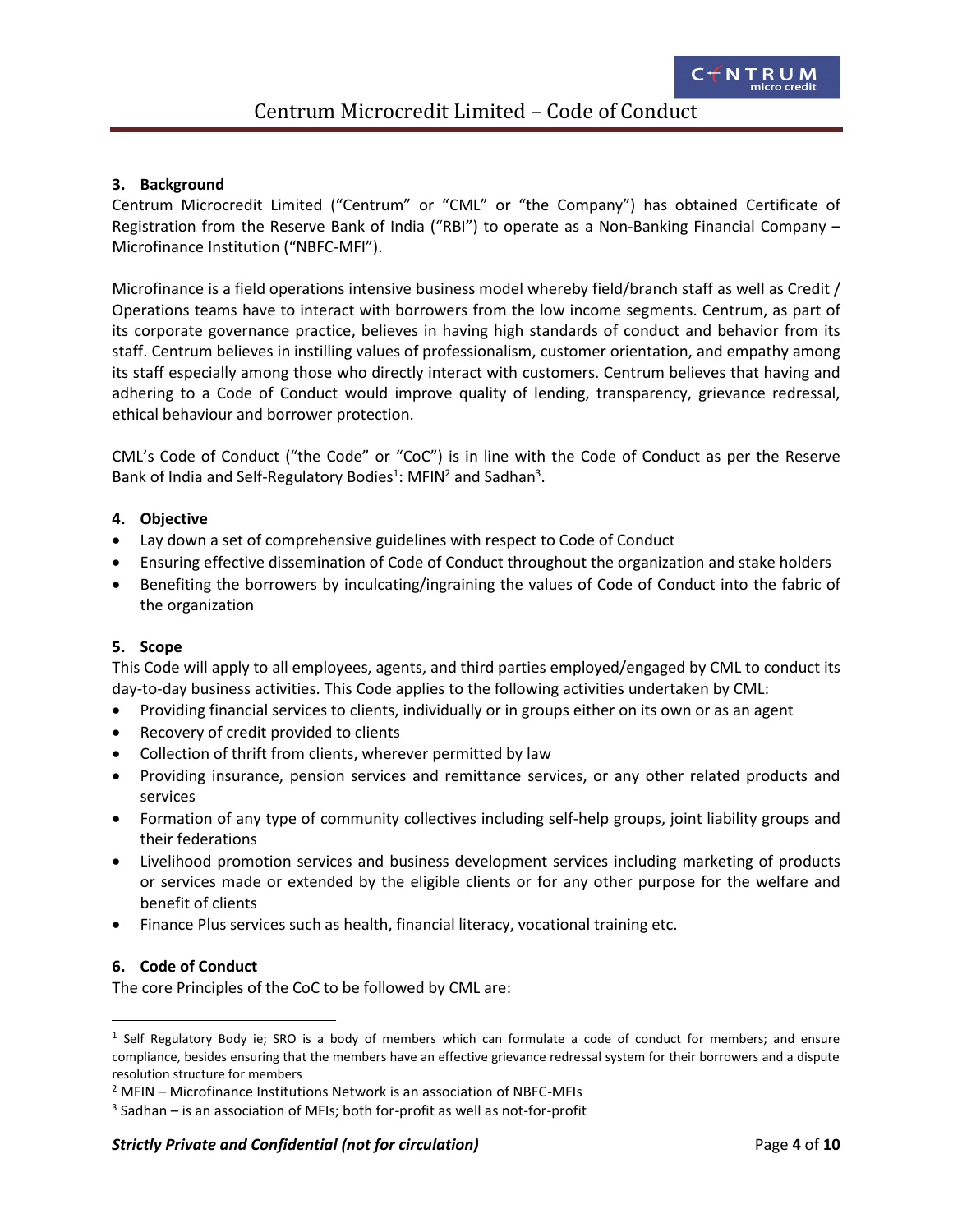### 3. Background

Centrum Microcredit Limited ("Centrum" or "CML" or "the Company") has obtained Certificate of Registration from the Reserve Bank of India ("RBI") to operate as a Non-Banking Financial Company – Microfinance Institution ("NBFC-MFI").

Microfinance is a field operations intensive business model whereby field/branch staff as well as Credit / Operations teams have to interact with borrowers from the low income segments. Centrum, as part of its corporate governance practice, believes in having high standards of conduct and behavior from its staff. Centrum believes in instilling values of professionalism, customer orientation, and empathy among its staff especially among those who directly interact with customers. Centrum believes that having and adhering to a Code of Conduct would improve quality of lending, transparency, grievance redressal, ethical behaviour and borrower protection.

CML's Code of Conduct ("the Code" or "CoC") is in line with the Code of Conduct as per the Reserve Bank of India and Self-Regulatory Bodies[1]: MFIN[2] and Sadhan[3].

### 4. Objective

- Lay down a set of comprehensive guidelines with respect to Code of Conduct
- Ensuring effective dissemination of Code of Conduct throughout the organization and stake holders
- Benefiting the borrowers by inculcating/ingraining the values of Code of Conduct into the fabric of the organization

### 5. Scope

This Code will apply to all employees, agents, and third parties employed/engaged by CML to conduct its day-to-day business activities. This Code applies to the following activities undertaken by CML:

- Providing financial services to clients, individually or in groups either on its own or as an agent
- Recovery of credit provided to clients
- Collection of thrift from clients, wherever permitted by law
- Providing insurance, pension services and remittance services, or any other related products and services
- Formation of any type of community collectives including self-help groups, joint liability groups and their federations
- Livelihood promotion services and business development services including marketing of products or services made or extended by the eligible clients or for any other purpose for the welfare and benefit of clients
- Finance Plus services such as health, financial literacy, vocational training etc.

### 6. Code of Conduct

The core Principles of the CoC to be followed by CML are:

---

[1] Self Regulatory Body ie; SRO is a body of members which can formulate a code of conduct for members; and ensure compliance, besides ensuring that the members have an effective grievance redressal system for their borrowers and a dispute resolution structure for members

[2] MFIN – Microfinance Institutions Network is an association of NBFC-MFIs

[3] Sadhan – is an association of MFIs; both for-profit as well as not-for-profit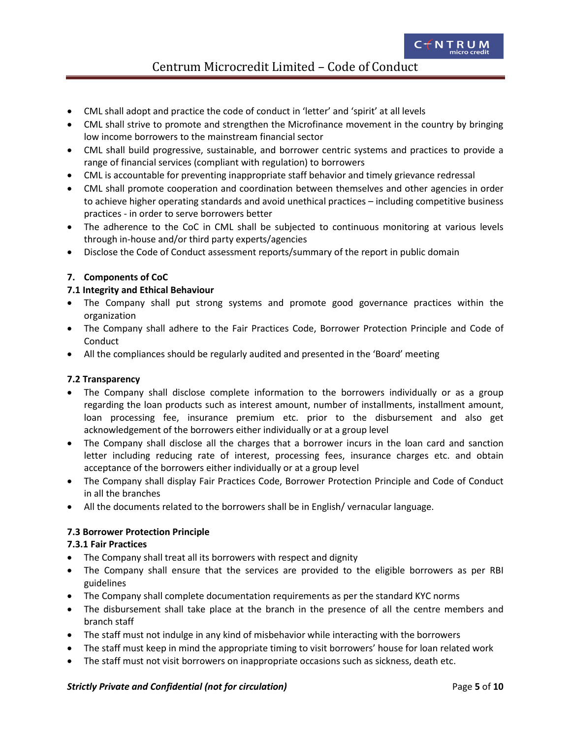- CML shall adopt and practice the code of conduct in 'letter' and 'spirit' at all levels
- CML shall strive to promote and strengthen the Microfinance movement in the country by bringing low income borrowers to the mainstream financial sector
- CML shall build progressive, sustainable, and borrower centric systems and practices to provide a range of financial services (compliant with regulation) to borrowers
- CML is accountable for preventing inappropriate staff behavior and timely grievance redressal
- CML shall promote cooperation and coordination between themselves and other agencies in order to achieve higher operating standards and avoid unethical practices – including competitive business practices - in order to serve borrowers better
- The adherence to the CoC in CML shall be subjected to continuous monitoring at various levels through in-house and/or third party experts/agencies
- Disclose the Code of Conduct assessment reports/summary of the report in public domain

## 7. Components of CoC

### 7.1 Integrity and Ethical Behaviour

- The Company shall put strong systems and promote good governance practices within the organization
- The Company shall adhere to the Fair Practices Code, Borrower Protection Principle and Code of Conduct
- All the compliances should be regularly audited and presented in the 'Board' meeting

### 7.2 Transparency

- The Company shall disclose complete information to the borrowers individually or as a group regarding the loan products such as interest amount, number of installments, installment amount, loan processing fee, insurance premium etc. prior to the disbursement and also get acknowledgement of the borrowers either individually or at a group level
- The Company shall disclose all the charges that a borrower incurs in the loan card and sanction letter including reducing rate of interest, processing fees, insurance charges etc. and obtain acceptance of the borrowers either individually or at a group level
- The Company shall display Fair Practices Code, Borrower Protection Principle and Code of Conduct in all the branches
- All the documents related to the borrowers shall be in English/ vernacular language.

### 7.3 Borrower Protection Principle

#### 7.3.1 Fair Practices

- The Company shall treat all its borrowers with respect and dignity
- The Company shall ensure that the services are provided to the eligible borrowers as per RBI guidelines
- The Company shall complete documentation requirements as per the standard KYC norms
- The disbursement shall take place at the branch in the presence of all the centre members and branch staff
- The staff must not indulge in any kind of misbehavior while interacting with the borrowers
- The staff must keep in mind the appropriate timing to visit borrowers' house for loan related work
- The staff must not visit borrowers on inappropriate occasions such as sickness, death etc.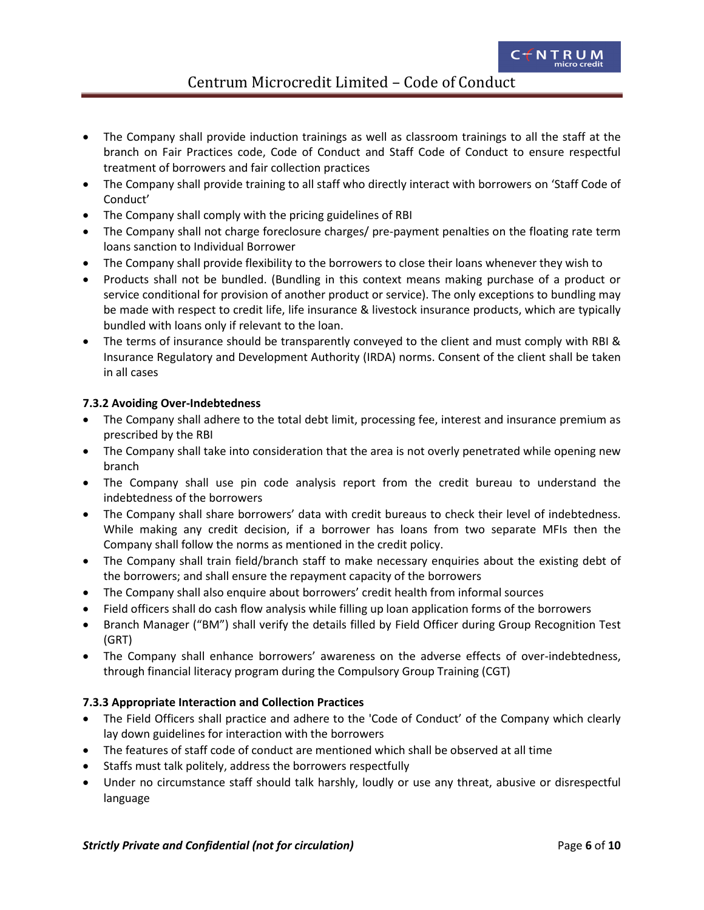- The Company shall provide induction trainings as well as classroom trainings to all the staff at the branch on Fair Practices code, Code of Conduct and Staff Code of Conduct to ensure respectful treatment of borrowers and fair collection practices
- The Company shall provide training to all staff who directly interact with borrowers on 'Staff Code of Conduct'
- The Company shall comply with the pricing guidelines of RBI
- The Company shall not charge foreclosure charges/ pre-payment penalties on the floating rate term loans sanction to Individual Borrower
- The Company shall provide flexibility to the borrowers to close their loans whenever they wish to
- Products shall not be bundled. (Bundling in this context means making purchase of a product or service conditional for provision of another product or service). The only exceptions to bundling may be made with respect to credit life, life insurance & livestock insurance products, which are typically bundled with loans only if relevant to the loan.
- The terms of insurance should be transparently conveyed to the client and must comply with RBI & Insurance Regulatory and Development Authority (IRDA) norms. Consent of the client shall be taken in all cases

**7.3.2 Avoiding Over-Indebtedness**

- The Company shall adhere to the total debt limit, processing fee, interest and insurance premium as prescribed by the RBI
- The Company shall take into consideration that the area is not overly penetrated while opening new branch
- The Company shall use pin code analysis report from the credit bureau to understand the indebtedness of the borrowers
- The Company shall share borrowers' data with credit bureaus to check their level of indebtedness. While making any credit decision, if a borrower has loans from two separate MFIs then the Company shall follow the norms as mentioned in the credit policy.
- The Company shall train field/branch staff to make necessary enquiries about the existing debt of the borrowers; and shall ensure the repayment capacity of the borrowers
- The Company shall also enquire about borrowers' credit health from informal sources
- Field officers shall do cash flow analysis while filling up loan application forms of the borrowers
- Branch Manager ("BM") shall verify the details filled by Field Officer during Group Recognition Test (GRT)
- The Company shall enhance borrowers' awareness on the adverse effects of over-indebtedness, through financial literacy program during the Compulsory Group Training (CGT)

**7.3.3 Appropriate Interaction and Collection Practices**

- The Field Officers shall practice and adhere to the 'Code of Conduct' of the Company which clearly lay down guidelines for interaction with the borrowers
- The features of staff code of conduct are mentioned which shall be observed at all time
- Staffs must talk politely, address the borrowers respectfully
- Under no circumstance staff should talk harshly, loudly or use any threat, abusive or disrespectful language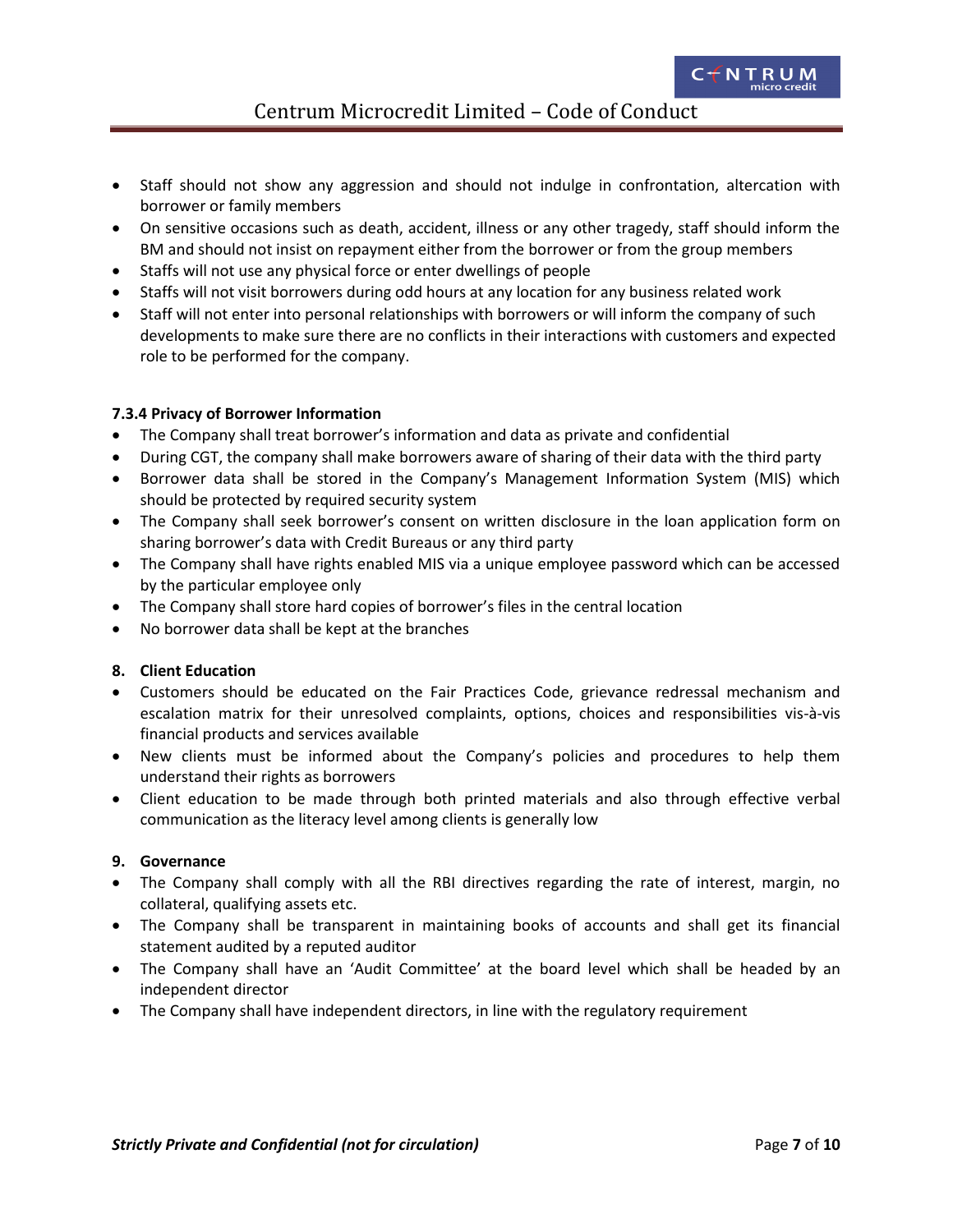- Staff should not show any aggression and should not indulge in confrontation, altercation with borrower or family members
- On sensitive occasions such as death, accident, illness or any other tragedy, staff should inform the BM and should not insist on repayment either from the borrower or from the group members
- Staffs will not use any physical force or enter dwellings of people
- Staffs will not visit borrowers during odd hours at any location for any business related work
- Staff will not enter into personal relationships with borrowers or will inform the company of such developments to make sure there are no conflicts in their interactions with customers and expected role to be performed for the company.

#### 7.3.4 Privacy of Borrower Information

- The Company shall treat borrower's information and data as private and confidential
- During CGT, the company shall make borrowers aware of sharing of their data with the third party
- Borrower data shall be stored in the Company's Management Information System (MIS) which should be protected by required security system
- The Company shall seek borrower's consent on written disclosure in the loan application form on sharing borrower's data with Credit Bureaus or any third party
- The Company shall have rights enabled MIS via a unique employee password which can be accessed by the particular employee only
- The Company shall store hard copies of borrower's files in the central location
- No borrower data shall be kept at the branches

## 8. Client Education

- Customers should be educated on the Fair Practices Code, grievance redressal mechanism and escalation matrix for their unresolved complaints, options, choices and responsibilities vis-à-vis financial products and services available
- New clients must be informed about the Company's policies and procedures to help them understand their rights as borrowers
- Client education to be made through both printed materials and also through effective verbal communication as the literacy level among clients is generally low

## 9. Governance

- The Company shall comply with all the RBI directives regarding the rate of interest, margin, no collateral, qualifying assets etc.
- The Company shall be transparent in maintaining books of accounts and shall get its financial statement audited by a reputed auditor
- The Company shall have an 'Audit Committee' at the board level which shall be headed by an independent director
- The Company shall have independent directors, in line with the regulatory requirement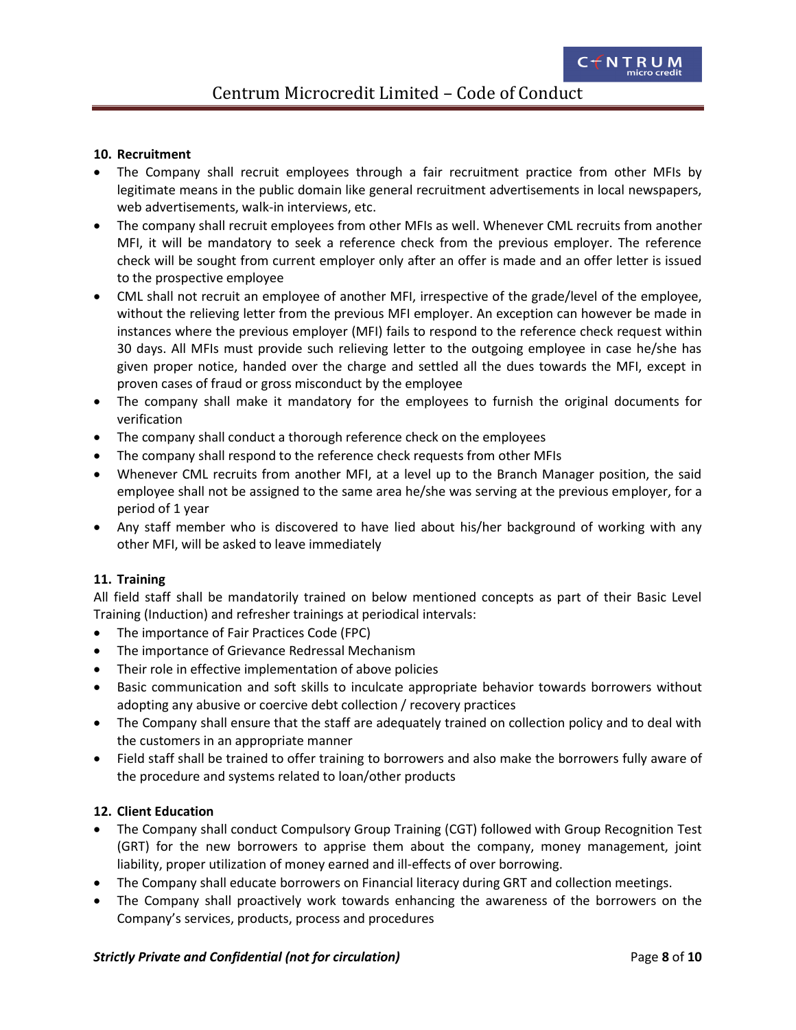### 10. Recruitment

- The Company shall recruit employees through a fair recruitment practice from other MFIs by legitimate means in the public domain like general recruitment advertisements in local newspapers, web advertisements, walk-in interviews, etc.
- The company shall recruit employees from other MFIs as well. Whenever CML recruits from another MFI, it will be mandatory to seek a reference check from the previous employer. The reference check will be sought from current employer only after an offer is made and an offer letter is issued to the prospective employee
- CML shall not recruit an employee of another MFI, irrespective of the grade/level of the employee, without the relieving letter from the previous MFI employer. An exception can however be made in instances where the previous employer (MFI) fails to respond to the reference check request within 30 days. All MFIs must provide such relieving letter to the outgoing employee in case he/she has given proper notice, handed over the charge and settled all the dues towards the MFI, except in proven cases of fraud or gross misconduct by the employee
- The company shall make it mandatory for the employees to furnish the original documents for verification
- The company shall conduct a thorough reference check on the employees
- The company shall respond to the reference check requests from other MFIs
- Whenever CML recruits from another MFI, at a level up to the Branch Manager position, the said employee shall not be assigned to the same area he/she was serving at the previous employer, for a period of 1 year
- Any staff member who is discovered to have lied about his/her background of working with any other MFI, will be asked to leave immediately

### 11. Training

All field staff shall be mandatorily trained on below mentioned concepts as part of their Basic Level Training (Induction) and refresher trainings at periodical intervals:

- The importance of Fair Practices Code (FPC)
- The importance of Grievance Redressal Mechanism
- Their role in effective implementation of above policies
- Basic communication and soft skills to inculcate appropriate behavior towards borrowers without adopting any abusive or coercive debt collection / recovery practices
- The Company shall ensure that the staff are adequately trained on collection policy and to deal with the customers in an appropriate manner
- Field staff shall be trained to offer training to borrowers and also make the borrowers fully aware of the procedure and systems related to loan/other products

### 12. Client Education

- The Company shall conduct Compulsory Group Training (CGT) followed with Group Recognition Test (GRT) for the new borrowers to apprise them about the company, money management, joint liability, proper utilization of money earned and ill-effects of over borrowing.
- The Company shall educate borrowers on Financial literacy during GRT and collection meetings.
- The Company shall proactively work towards enhancing the awareness of the borrowers on the Company's services, products, process and procedures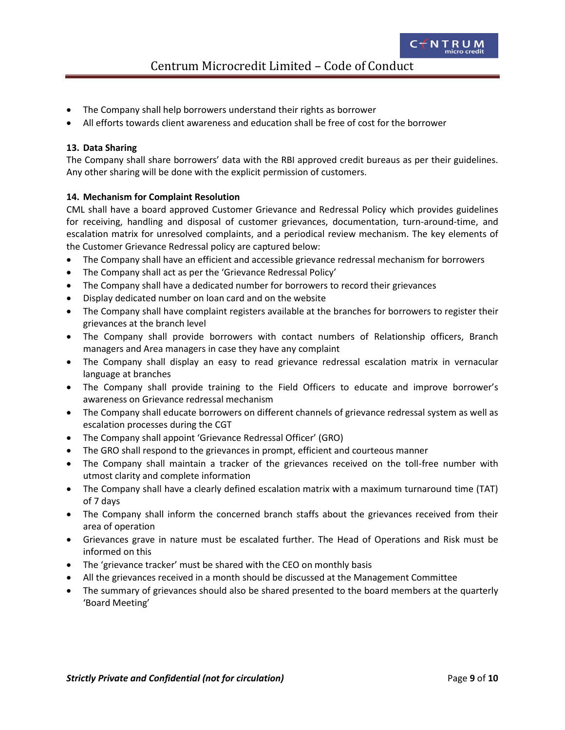- The Company shall help borrowers understand their rights as borrower
- All efforts towards client awareness and education shall be free of cost for the borrower

### 13. Data Sharing

The Company shall share borrowers' data with the RBI approved credit bureaus as per their guidelines. Any other sharing will be done with the explicit permission of customers.

### 14. Mechanism for Complaint Resolution

CML shall have a board approved Customer Grievance and Redressal Policy which provides guidelines for receiving, handling and disposal of customer grievances, documentation, turn-around-time, and escalation matrix for unresolved complaints, and a periodical review mechanism. The key elements of the Customer Grievance Redressal policy are captured below:

- The Company shall have an efficient and accessible grievance redressal mechanism for borrowers
- The Company shall act as per the 'Grievance Redressal Policy'
- The Company shall have a dedicated number for borrowers to record their grievances
- Display dedicated number on loan card and on the website
- The Company shall have complaint registers available at the branches for borrowers to register their grievances at the branch level
- The Company shall provide borrowers with contact numbers of Relationship officers, Branch managers and Area managers in case they have any complaint
- The Company shall display an easy to read grievance redressal escalation matrix in vernacular language at branches
- The Company shall provide training to the Field Officers to educate and improve borrower's awareness on Grievance redressal mechanism
- The Company shall educate borrowers on different channels of grievance redressal system as well as escalation processes during the CGT
- The Company shall appoint 'Grievance Redressal Officer' (GRO)
- The GRO shall respond to the grievances in prompt, efficient and courteous manner
- The Company shall maintain a tracker of the grievances received on the toll-free number with utmost clarity and complete information
- The Company shall have a clearly defined escalation matrix with a maximum turnaround time (TAT) of 7 days
- The Company shall inform the concerned branch staffs about the grievances received from their area of operation
- Grievances grave in nature must be escalated further. The Head of Operations and Risk must be informed on this
- The 'grievance tracker' must be shared with the CEO on monthly basis
- All the grievances received in a month should be discussed at the Management Committee
- The summary of grievances should also be shared presented to the board members at the quarterly 'Board Meeting'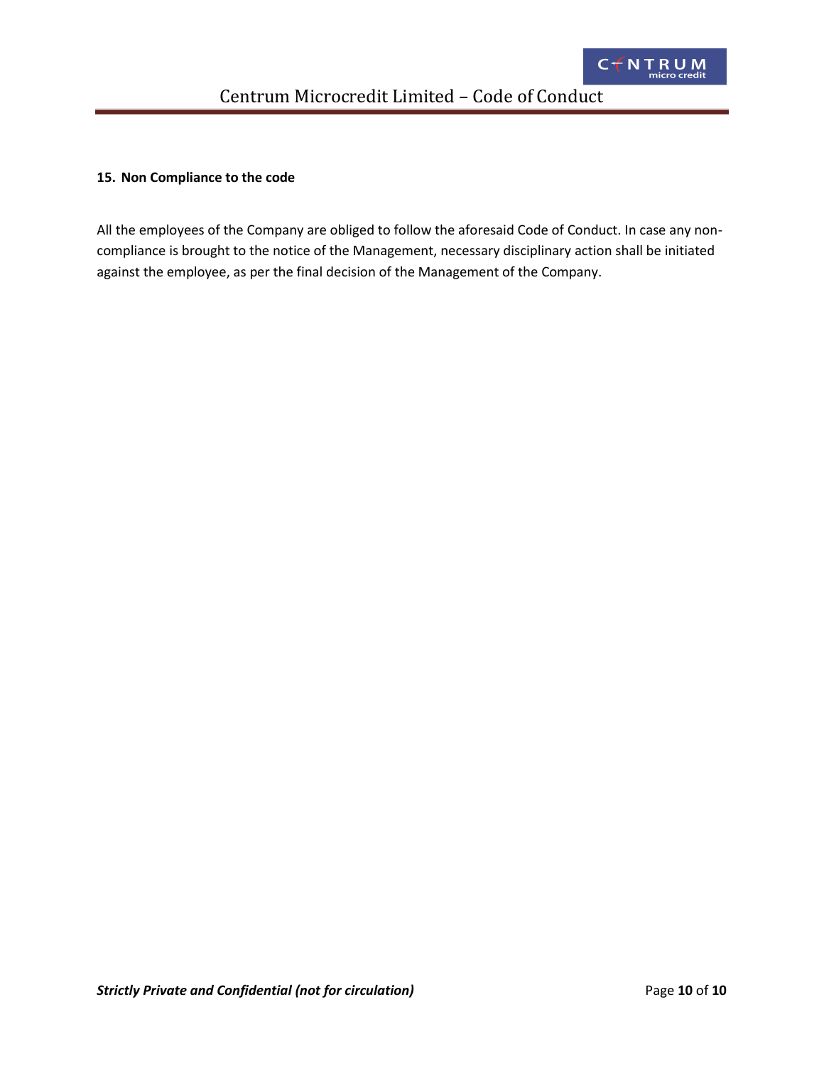**15. Non Compliance to the code**

All the employees of the Company are obliged to follow the aforesaid Code of Conduct. In case any non-compliance is brought to the notice of the Management, necessary disciplinary action shall be initiated against the employee, as per the final decision of the Management of the Company.